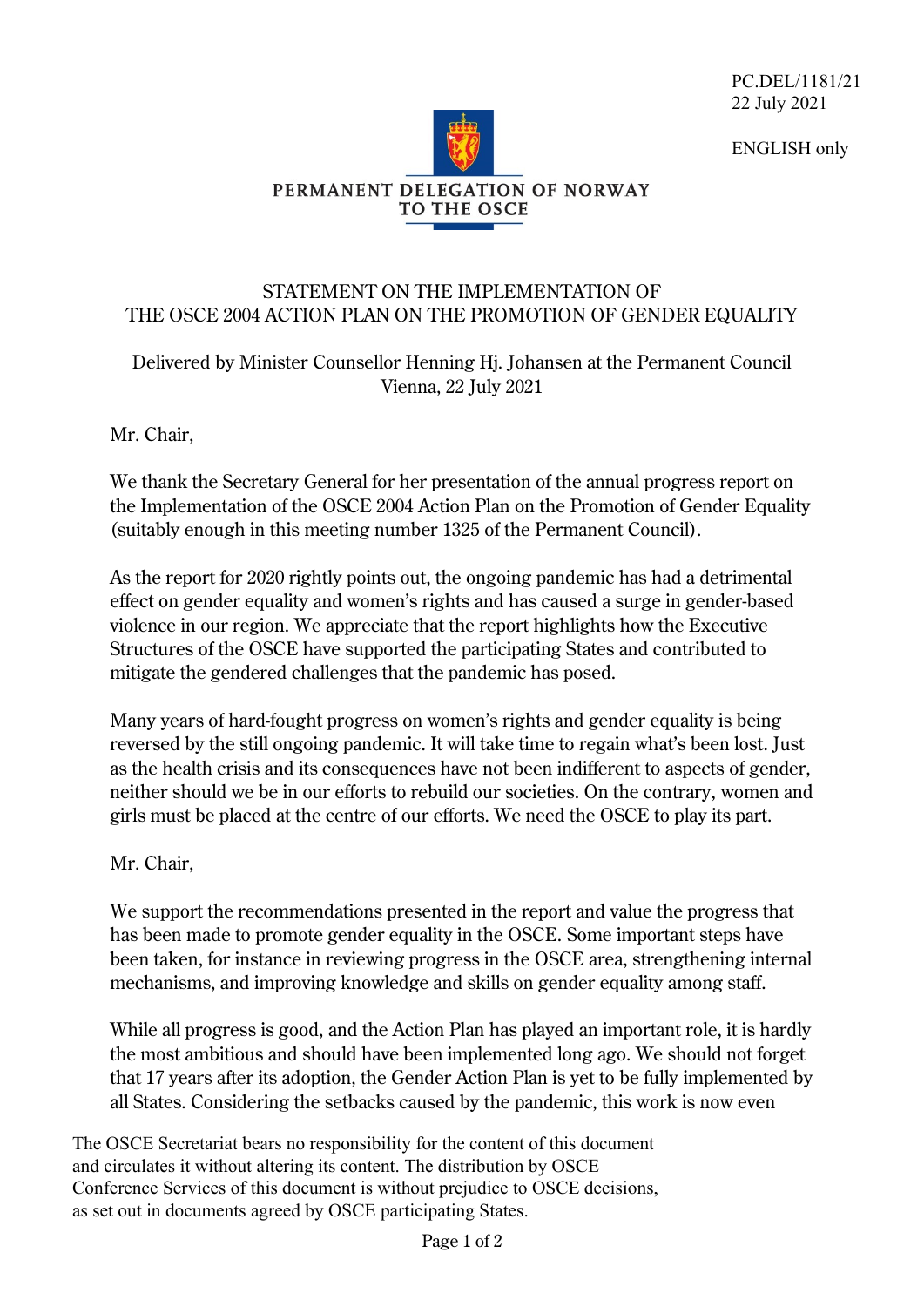PC.DEL/1181/21
22 July 2021

ENGLISH only

PERMANENT DELEGATION OF NORWAY TO THE OSCE

# STATEMENT ON THE IMPLEMENTATION OF THE OSCE 2004 ACTION PLAN ON THE PROMOTION OF GENDER EQUALITY

Delivered by Minister Counsellor Henning Hj. Johansen at the Permanent Council
Vienna, 22 July 2021

Mr. Chair,

We thank the Secretary General for her presentation of the annual progress report on the Implementation of the OSCE 2004 Action Plan on the Promotion of Gender Equality (suitably enough in this meeting number 1325 of the Permanent Council).

As the report for 2020 rightly points out, the ongoing pandemic has had a detrimental effect on gender equality and women's rights and has caused a surge in gender-based violence in our region. We appreciate that the report highlights how the Executive Structures of the OSCE have supported the participating States and contributed to mitigate the gendered challenges that the pandemic has posed.

Many years of hard-fought progress on women's rights and gender equality is being reversed by the still ongoing pandemic. It will take time to regain what's been lost. Just as the health crisis and its consequences have not been indifferent to aspects of gender, neither should we be in our efforts to rebuild our societies. On the contrary, women and girls must be placed at the centre of our efforts. We need the OSCE to play its part.

Mr. Chair,

We support the recommendations presented in the report and value the progress that has been made to promote gender equality in the OSCE. Some important steps have been taken, for instance in reviewing progress in the OSCE area, strengthening internal mechanisms, and improving knowledge and skills on gender equality among staff.

While all progress is good, and the Action Plan has played an important role, it is hardly the most ambitious and should have been implemented long ago. We should not forget that 17 years after its adoption, the Gender Action Plan is yet to be fully implemented by all States. Considering the setbacks caused by the pandemic, this work is now even

The OSCE Secretariat bears no responsibility for the content of this document and circulates it without altering its content. The distribution by OSCE Conference Services of this document is without prejudice to OSCE decisions, as set out in documents agreed by OSCE participating States.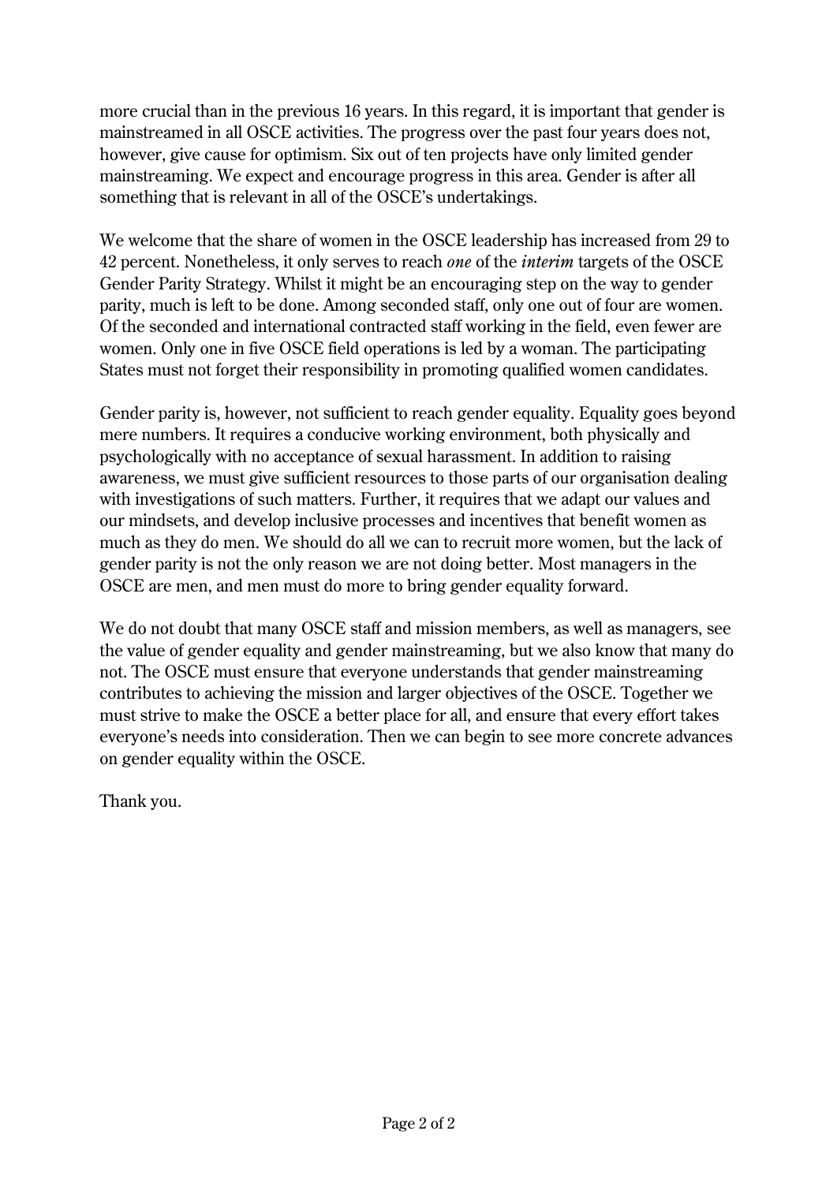more crucial than in the previous 16 years. In this regard, it is important that gender is mainstreamed in all OSCE activities. The progress over the past four years does not, however, give cause for optimism. Six out of ten projects have only limited gender mainstreaming. We expect and encourage progress in this area. Gender is after all something that is relevant in all of the OSCE's undertakings.

We welcome that the share of women in the OSCE leadership has increased from 29 to 42 percent. Nonetheless, it only serves to reach *one* of the *interim* targets of the OSCE Gender Parity Strategy. Whilst it might be an encouraging step on the way to gender parity, much is left to be done. Among seconded staff, only one out of four are women. Of the seconded and international contracted staff working in the field, even fewer are women. Only one in five OSCE field operations is led by a woman. The participating States must not forget their responsibility in promoting qualified women candidates.

Gender parity is, however, not sufficient to reach gender equality. Equality goes beyond mere numbers. It requires a conducive working environment, both physically and psychologically with no acceptance of sexual harassment. In addition to raising awareness, we must give sufficient resources to those parts of our organisation dealing with investigations of such matters. Further, it requires that we adapt our values and our mindsets, and develop inclusive processes and incentives that benefit women as much as they do men. We should do all we can to recruit more women, but the lack of gender parity is not the only reason we are not doing better. Most managers in the OSCE are men, and men must do more to bring gender equality forward.

We do not doubt that many OSCE staff and mission members, as well as managers, see the value of gender equality and gender mainstreaming, but we also know that many do not. The OSCE must ensure that everyone understands that gender mainstreaming contributes to achieving the mission and larger objectives of the OSCE. Together we must strive to make the OSCE a better place for all, and ensure that every effort takes everyone's needs into consideration. Then we can begin to see more concrete advances on gender equality within the OSCE.

Thank you.